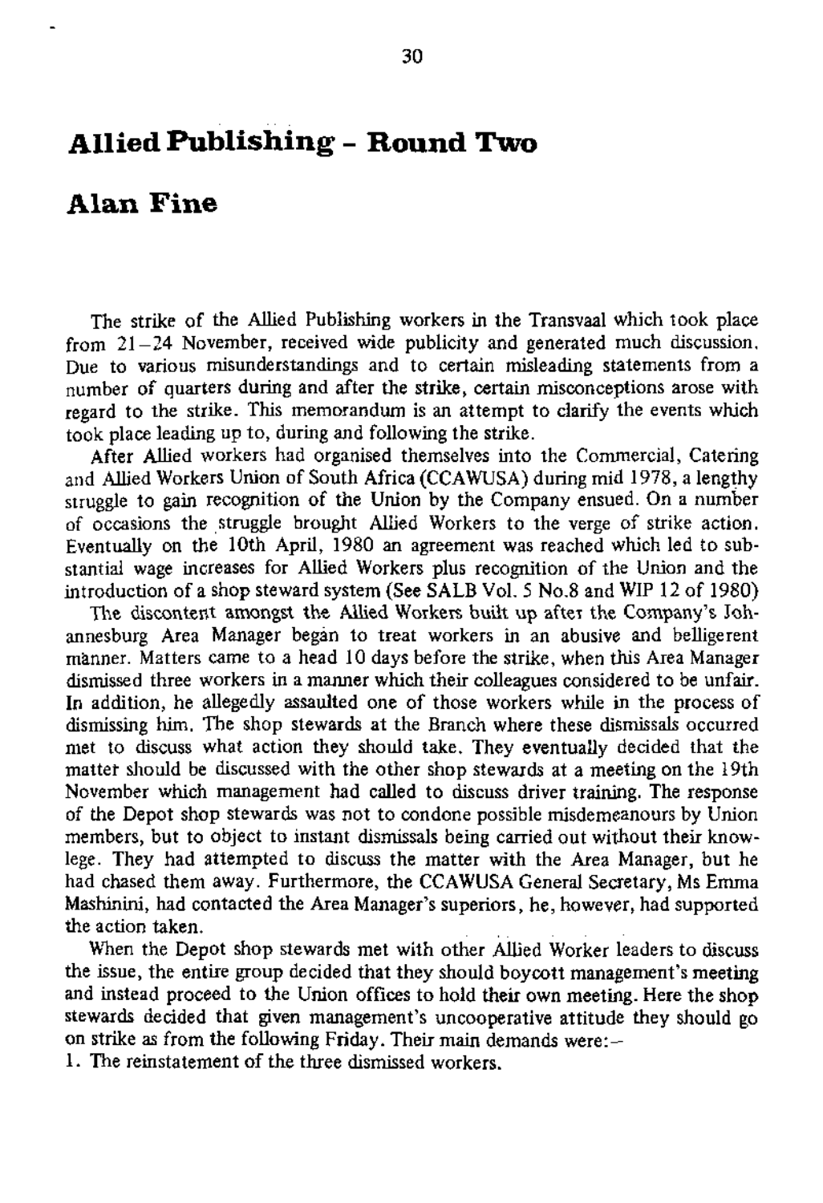# Allied Publishing - Round Two

## Alan Fine

The strike of the Allied Publishing workers in the Transvaal which took place from 21–24 November, received wide publicity and generated much discussion. Due to various misunderstandings and to certain misleading statements from a number of quarters during and after the strike, certain misconceptions arose with regard to the strike. This memorandum is an attempt to clarify the events which took place leading up to, during and following the strike.

After Allied workers had organised themselves into the Commercial, Catering and Allied Workers Union of South Africa (CCAWUSA) during mid 1978, a lengthy struggle to gain recognition of the Union by the Company ensued. On a number of occasions the struggle brought Allied Workers to the verge of strike action. Eventually on the 10th April, 1980 an agreement was reached which led to substantial wage increases for Allied Workers plus recognition of the Union and the introduction of a shop steward system (See SALB Vol. 5 No.8 and WIP 12 of 1980)

The discontent amongst the Allied Workers built up after the Company's Johannesburg Area Manager began to treat workers in an abusive and belligerent manner. Matters came to a head 10 days before the strike, when this Area Manager dismissed three workers in a manner which their colleagues considered to be unfair. In addition, he allegedly assaulted one of those workers while in the process of dismissing him. The shop stewards at the Branch where these dismissals occurred met to discuss what action they should take. They eventually decided that the matter should be discussed with the other shop stewards at a meeting on the 19th November which management had called to discuss driver training. The response of the Depot shop stewards was not to condone possible misdemeanours by Union members, but to object to instant dismissals being carried out without their knowlege. They had attempted to discuss the matter with the Area Manager, but he had chased them away. Furthermore, the CCAWUSA General Secretary, Ms Emma Mashinini, had contacted the Area Manager's superiors, he, however, had supported the action taken.

When the Depot shop stewards met with other Allied Worker leaders to discuss the issue, the entire group decided that they should boycott management's meeting and instead proceed to the Union offices to hold their own meeting. Here the shop stewards decided that given management's uncooperative attitude they should go on strike as from the following Friday. Their main demands were:–

1. The reinstatement of the three dismissed workers.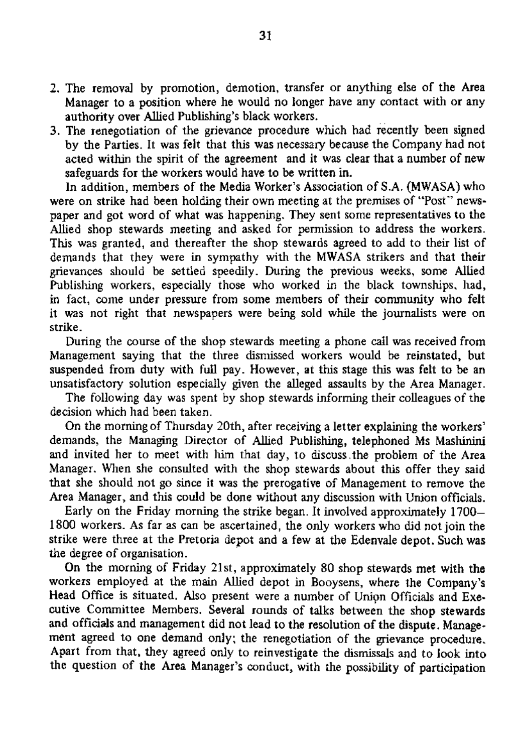2. The removal by promotion, demotion, transfer or anything else of the Area Manager to a position where he would no longer have any contact with or any authority over Allied Publishing's black workers.
3. The renegotiation of the grievance procedure which had recently been signed by the Parties. It was felt that this was necessary because the Company had not acted within the spirit of the agreement and it was clear that a number of new safeguards for the workers would have to be written in.

In addition, members of the Media Worker's Association of S.A. (MWASA) who were on strike had been holding their own meeting at the premises of "Post" newspaper and got word of what was happening. They sent some representatives to the Allied shop stewards meeting and asked for permission to address the workers. This was granted, and thereafter the shop stewards agreed to add to their list of demands that they were in sympathy with the MWASA strikers and that their grievances should be settled speedily. During the previous weeks, some Allied Publishing workers, especially those who worked in the black townships, had, in fact, come under pressure from some members of their community who felt it was not right that newspapers were being sold while the journalists were on strike.

During the course of the shop stewards meeting a phone call was received from Management saying that the three dismissed workers would be reinstated, but suspended from duty with full pay. However, at this stage this was felt to be an unsatisfactory solution especially given the alleged assaults by the Area Manager.

The following day was spent by shop stewards informing their colleagues of the decision which had been taken.

On the morning of Thursday 20th, after receiving a letter explaining the workers' demands, the Managing Director of Allied Publishing, telephoned Ms Mashinini and invited her to meet with him that day, to discuss the problem of the Area Manager. When she consulted with the shop stewards about this offer they said that she should not go since it was the prerogative of Management to remove the Area Manager, and this could be done without any discussion with Union officials.

Early on the Friday morning the strike began. It involved approximately 1700–1800 workers. As far as can be ascertained, the only workers who did not join the strike were three at the Pretoria depot and a few at the Edenvale depot. Such was the degree of organisation.

On the morning of Friday 21st, approximately 80 shop stewards met with the workers employed at the main Allied depot in Booysens, where the Company's Head Office is situated. Also present were a number of Union Officials and Executive Committee Members. Several rounds of talks between the shop stewards and officials and management did not lead to the resolution of the dispute. Management agreed to one demand only; the renegotiation of the grievance procedure. Apart from that, they agreed only to reinvestigate the dismissals and to look into the question of the Area Manager's conduct, with the possibility of participation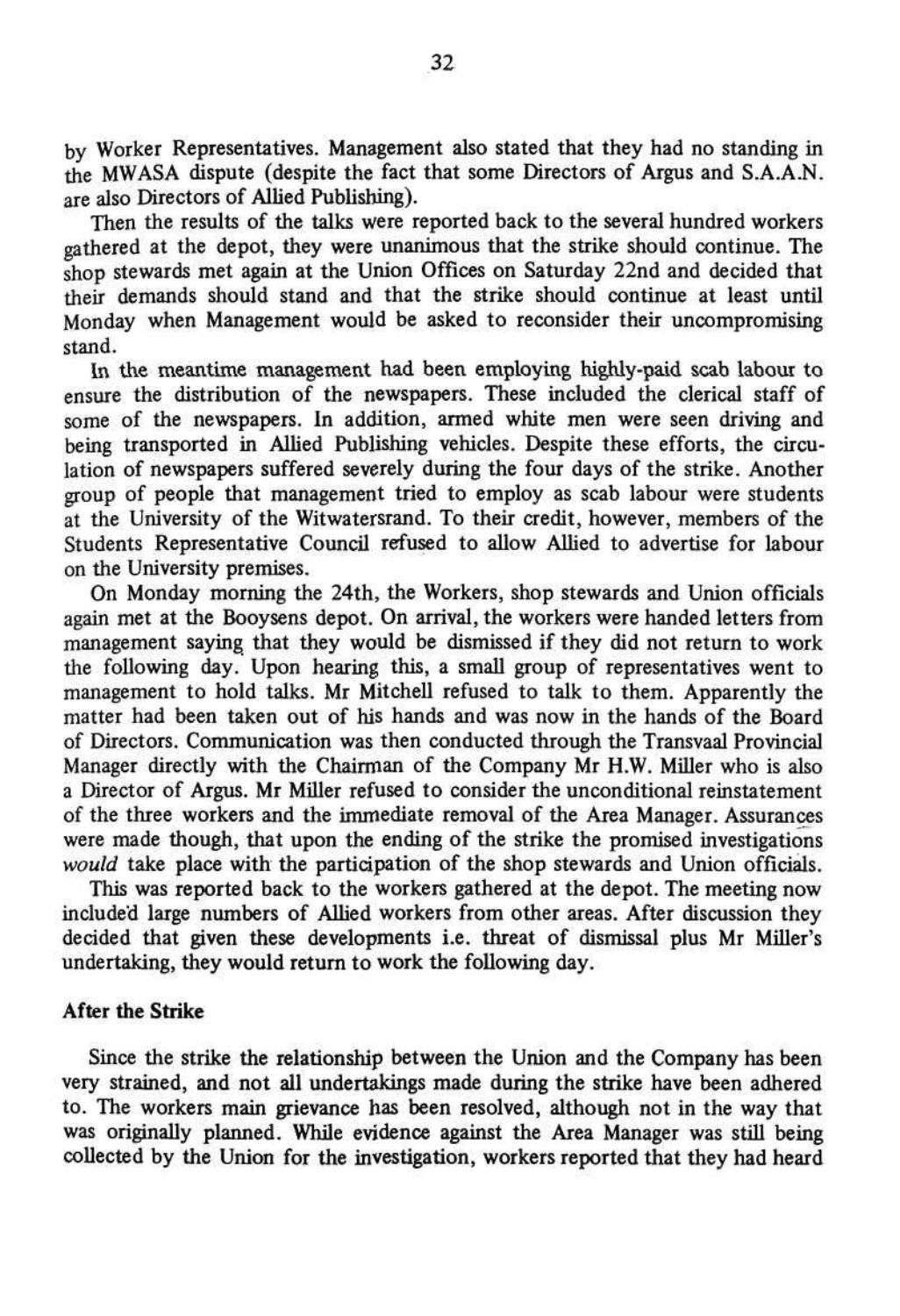by Worker Representatives. Management also stated that they had no standing in the MWASA dispute (despite the fact that some Directors of Argus and S.A.A.N. are also Directors of Allied Publishing).

Then the results of the talks were reported back to the several hundred workers gathered at the depot, they were unanimous that the strike should continue. The shop stewards met again at the Union Offices on Saturday 22nd and decided that their demands should stand and that the strike should continue at least until Monday when Management would be asked to reconsider their uncompromising stand.

In the meantime management had been employing highly-paid scab labour to ensure the distribution of the newspapers. These included the clerical staff of some of the newspapers. In addition, armed white men were seen driving and being transported in Allied Publishing vehicles. Despite these efforts, the circulation of newspapers suffered severely during the four days of the strike. Another group of people that management tried to employ as scab labour were students at the University of the Witwatersrand. To their credit, however, members of the Students Representative Council refused to allow Allied to advertise for labour on the University premises.

On Monday morning the 24th, the Workers, shop stewards and Union officials again met at the Booysens depot. On arrival, the workers were handed letters from management saying that they would be dismissed if they did not return to work the following day. Upon hearing this, a small group of representatives went to management to hold talks. Mr Mitchell refused to talk to them. Apparently the matter had been taken out of his hands and was now in the hands of the Board of Directors. Communication was then conducted through the Transvaal Provincial Manager directly with the Chairman of the Company Mr H.W. Miller who is also a Director of Argus. Mr Miller refused to consider the unconditional reinstatement of the three workers and the immediate removal of the Area Manager. Assurances were made though, that upon the ending of the strike the promised investigations *would* take place with the participation of the shop stewards and Union officials.

This was reported back to the workers gathered at the depot. The meeting now included large numbers of Allied workers from other areas. After discussion they decided that given these developments i.e. threat of dismissal plus Mr Miller's undertaking, they would return to work the following day.

**After the Strike**

Since the strike the relationship between the Union and the Company has been very strained, and not all undertakings made during the strike have been adhered to. The workers main grievance has been resolved, although not in the way that was originally planned. While evidence against the Area Manager was still being collected by the Union for the investigation, workers reported that they had heard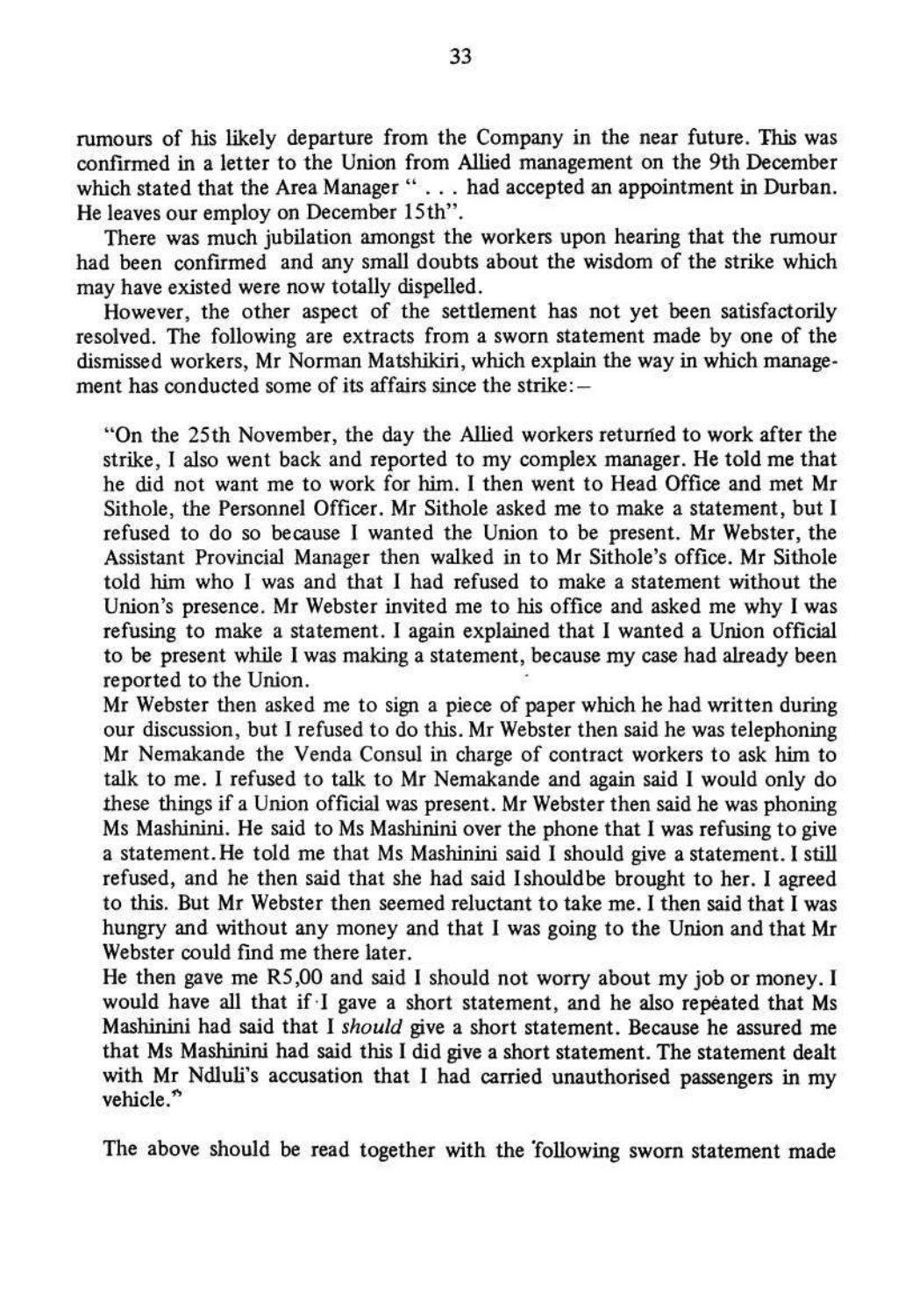rumours of his likely departure from the Company in the near future. This was confirmed in a letter to the Union from Allied management on the 9th December which stated that the Area Manager " . . . had accepted an appointment in Durban. He leaves our employ on December 15th".

There was much jubilation amongst the workers upon hearing that the rumour had been confirmed and any small doubts about the wisdom of the strike which may have existed were now totally dispelled.

However, the other aspect of the settlement has not yet been satisfactorily resolved. The following are extracts from a sworn statement made by one of the dismissed workers, Mr Norman Matshikiri, which explain the way in which management has conducted some of its affairs since the strike: –

> "On the 25th November, the day the Allied workers returned to work after the strike, I also went back and reported to my complex manager. He told me that he did not want me to work for him. I then went to Head Office and met Mr Sithole, the Personnel Officer. Mr Sithole asked me to make a statement, but I refused to do so because I wanted the Union to be present. Mr Webster, the Assistant Provincial Manager then walked in to Mr Sithole's office. Mr Sithole told him who I was and that I had refused to make a statement without the Union's presence. Mr Webster invited me to his office and asked me why I was refusing to make a statement. I again explained that I wanted a Union official to be present while I was making a statement, because my case had already been reported to the Union.
>
> Mr Webster then asked me to sign a piece of paper which he had written during our discussion, but I refused to do this. Mr Webster then said he was telephoning Mr Nemakande the Venda Consul in charge of contract workers to ask him to talk to me. I refused to talk to Mr Nemakande and again said I would only do these things if a Union official was present. Mr Webster then said he was phoning Ms Mashinini. He said to Ms Mashinini over the phone that I was refusing to give a statement. He told me that Ms Mashinini said I should give a statement. I still refused, and he then said that she had said I should be brought to her. I agreed to this. But Mr Webster then seemed reluctant to take me. I then said that I was hungry and without any money and that I was going to the Union and that Mr Webster could find me there later.
>
> He then gave me R5,00 and said I should not worry about my job or money. I would have all that if I gave a short statement, and he also repeated that Ms Mashinini had said that I *should* give a short statement. Because he assured me that Ms Mashinini had said this I did give a short statement. The statement dealt with Mr Ndluli's accusation that I had carried unauthorised passengers in my vehicle."

The above should be read together with the following sworn statement made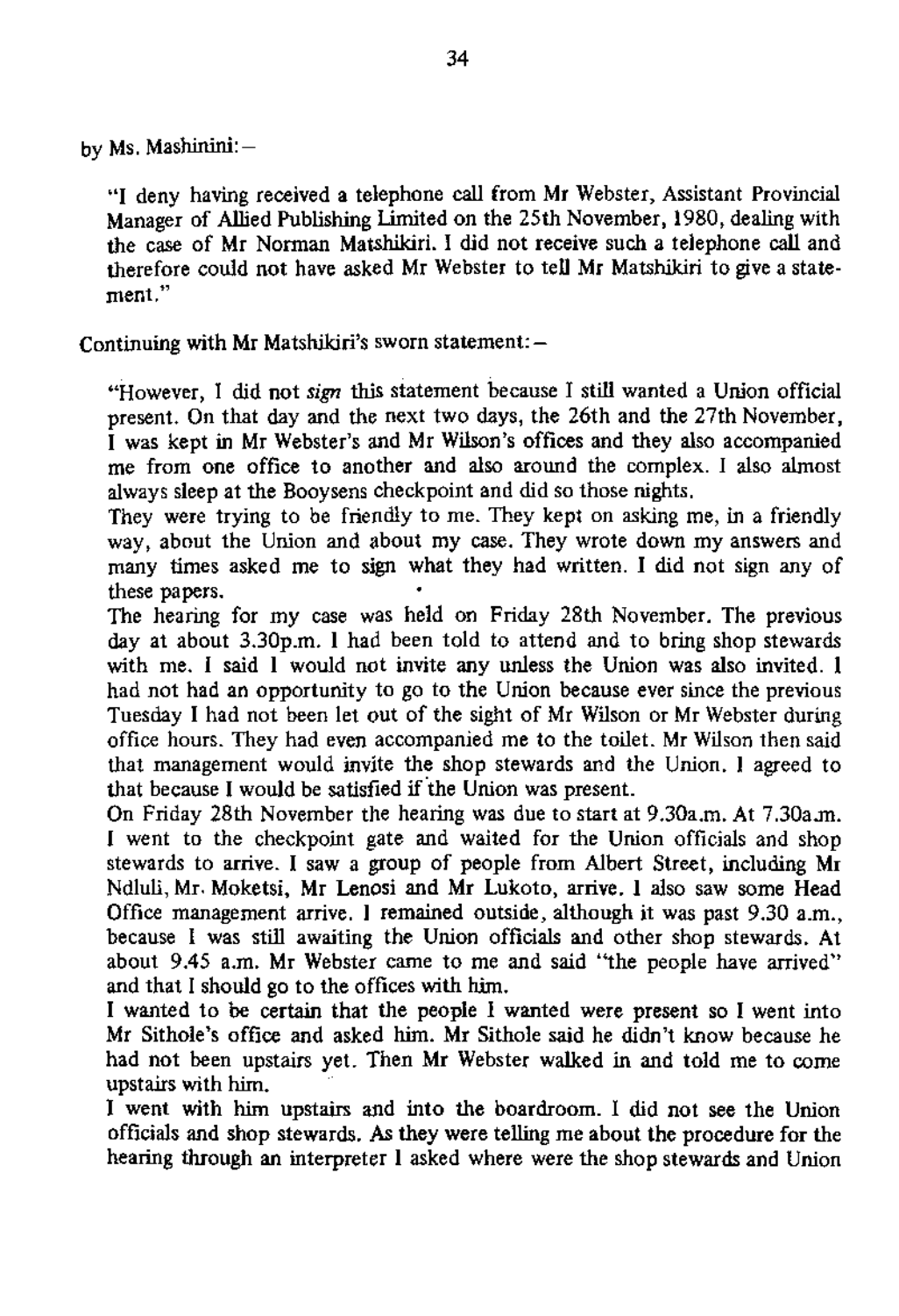by Ms. Mashinini: –

> "I deny having received a telephone call from Mr Webster, Assistant Provincial Manager of Allied Publishing Limited on the 25th November, 1980, dealing with the case of Mr Norman Matshikiri. I did not receive such a telephone call and therefore could not have asked Mr Webster to tell Mr Matshikiri to give a statement."

Continuing with Mr Matshikiri's sworn statement: –

> "However, I did not *sign* this statement because I still wanted a Union official present. On that day and the next two days, the 26th and the 27th November, I was kept in Mr Webster's and Mr Wilson's offices and they also accompanied me from one office to another and also around the complex. I also almost always sleep at the Booysens checkpoint and did so those nights.
>
> They were trying to be friendly to me. They kept on asking me, in a friendly way, about the Union and about my case. They wrote down my answers and many times asked me to sign what they had written. I did not sign any of these papers.
>
> The hearing for my case was held on Friday 28th November. The previous day at about 3.30p.m. I had been told to attend and to bring shop stewards with me. I said I would not invite any unless the Union was also invited. I had not had an opportunity to go to the Union because ever since the previous Tuesday I had not been let out of the sight of Mr Wilson or Mr Webster during office hours. They had even accompanied me to the toilet. Mr Wilson then said that management would invite the shop stewards and the Union. I agreed to that because I would be satisfied if the Union was present.
>
> On Friday 28th November the hearing was due to start at 9.30a.m. At 7.30a.m. I went to the checkpoint gate and waited for the Union officials and shop stewards to arrive. I saw a group of people from Albert Street, including Mr Ndluli, Mr. Moketsi, Mr Lenosi and Mr Lukoto, arrive. I also saw some Head Office management arrive. I remained outside, although it was past 9.30 a.m., because I was still awaiting the Union officials and other shop stewards. At about 9.45 a.m. Mr Webster came to me and said "the people have arrived" and that I should go to the offices with him.
>
> I wanted to be certain that the people I wanted were present so I went into Mr Sithole's office and asked him. Mr Sithole said he didn't know because he had not been upstairs yet. Then Mr Webster walked in and told me to come upstairs with him.
>
> I went with him upstairs and into the boardroom. I did not see the Union officials and shop stewards. As they were telling me about the procedure for the hearing through an interpreter I asked where were the shop stewards and Union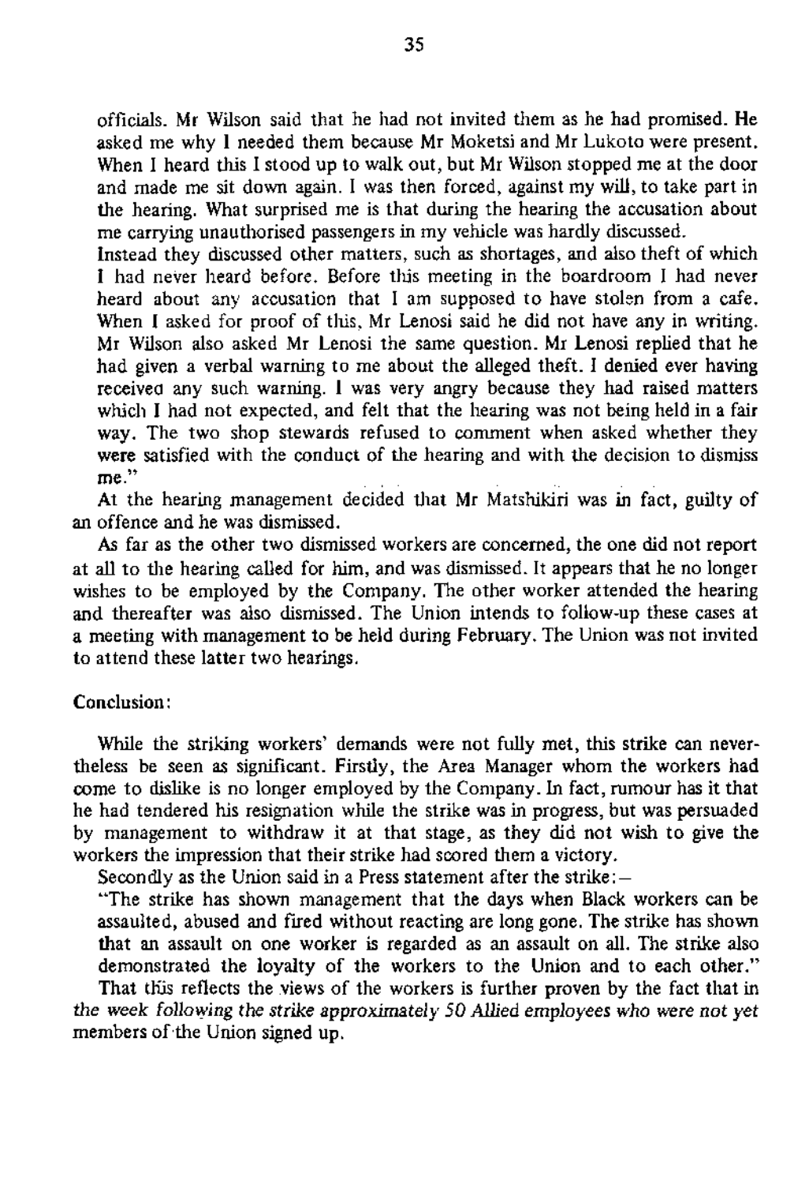officials. Mr Wilson said that he had not invited them as he had promised. He asked me why I needed them because Mr Moketsi and Mr Lukoto were present. When I heard this I stood up to walk out, but Mr Wilson stopped me at the door and made me sit down again. I was then forced, against my will, to take part in the hearing. What surprised me is that during the hearing the accusation about me carrying unauthorised passengers in my vehicle was hardly discussed.

Instead they discussed other matters, such as shortages, and also theft of which I had never heard before. Before this meeting in the boardroom I had never heard about any accusation that I am supposed to have stolen from a cafe. When I asked for proof of this, Mr Lenosi said he did not have any in writing. Mr Wilson also asked Mr Lenosi the same question. Mr Lenosi replied that he had given a verbal warning to me about the alleged theft. I denied ever having received any such warning. I was very angry because they had raised matters which I had not expected, and felt that the hearing was not being held in a fair way. The two shop stewards refused to comment when asked whether they were satisfied with the conduct of the hearing and with the decision to dismiss me."

At the hearing management decided that Mr Matshikiri was in fact, guilty of an offence and he was dismissed.

As far as the other two dismissed workers are concerned, the one did not report at all to the hearing called for him, and was dismissed. It appears that he no longer wishes to be employed by the Company. The other worker attended the hearing and thereafter was also dismissed. The Union intends to follow-up these cases at a meeting with management to be held during February. The Union was not invited to attend these latter two hearings.

**Conclusion:**

While the striking workers' demands were not fully met, this strike can nevertheless be seen as significant. Firstly, the Area Manager whom the workers had come to dislike is no longer employed by the Company. In fact, rumour has it that he had tendered his resignation while the strike was in progress, but was persuaded by management to withdraw it at that stage, as they did not wish to give the workers the impression that their strike had scored them a victory.

Secondly as the Union said in a Press statement after the strike:—

"The strike has shown management that the days when Black workers can be assaulted, abused and fired without reacting are long gone. The strike has shown that an assault on one worker is regarded as an assault on all. The strike also demonstrated the loyalty of the workers to the Union and to each other."

That this reflects the views of the workers is further proven by the fact that in *the week following the strike approximately 50 Allied employees who were not yet* members of the Union signed up.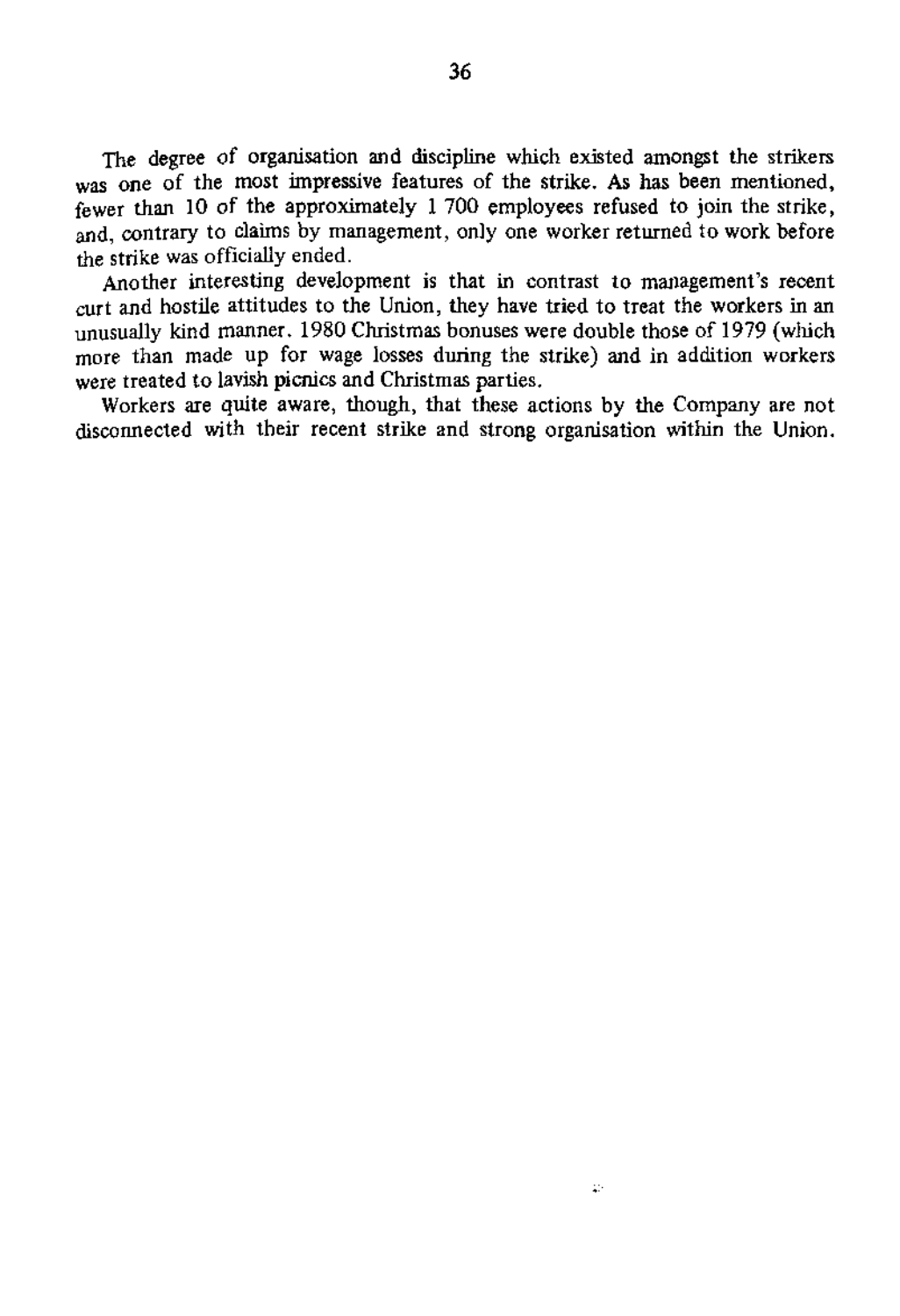The degree of organisation and discipline which existed amongst the strikers was one of the most impressive features of the strike. As has been mentioned, fewer than 10 of the approximately 1 700 employees refused to join the strike, and, contrary to claims by management, only one worker returned to work before the strike was officially ended.

Another interesting development is that in contrast to management's recent curt and hostile attitudes to the Union, they have tried to treat the workers in an unusually kind manner. 1980 Christmas bonuses were double those of 1979 (which more than made up for wage losses during the strike) and in addition workers were treated to lavish picnics and Christmas parties.

Workers are quite aware, though, that these actions by the Company are not disconnected with their recent strike and strong organisation within the Union.